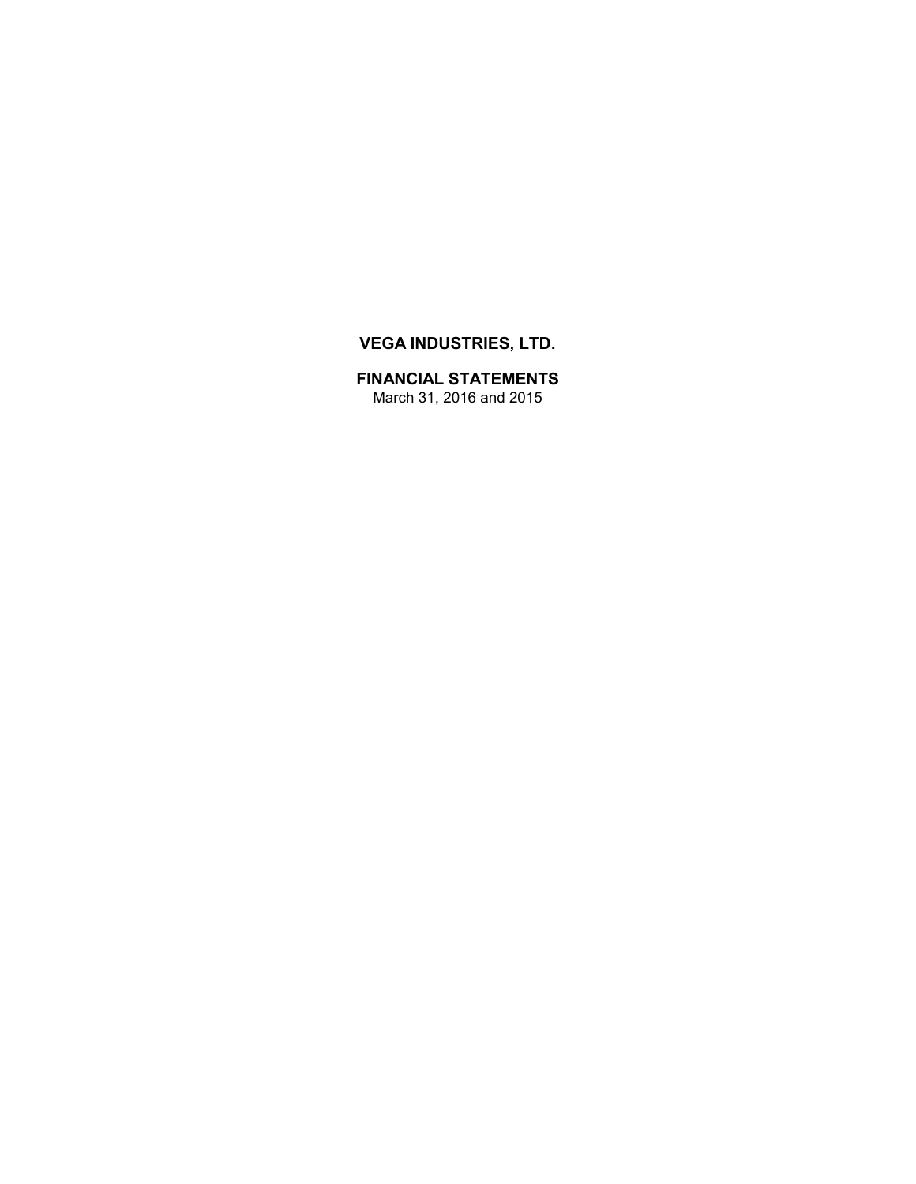# VEGA INDUSTRIES, LTD.

## FINANCIAL STATEMENTS

March 31, 2016 and 2015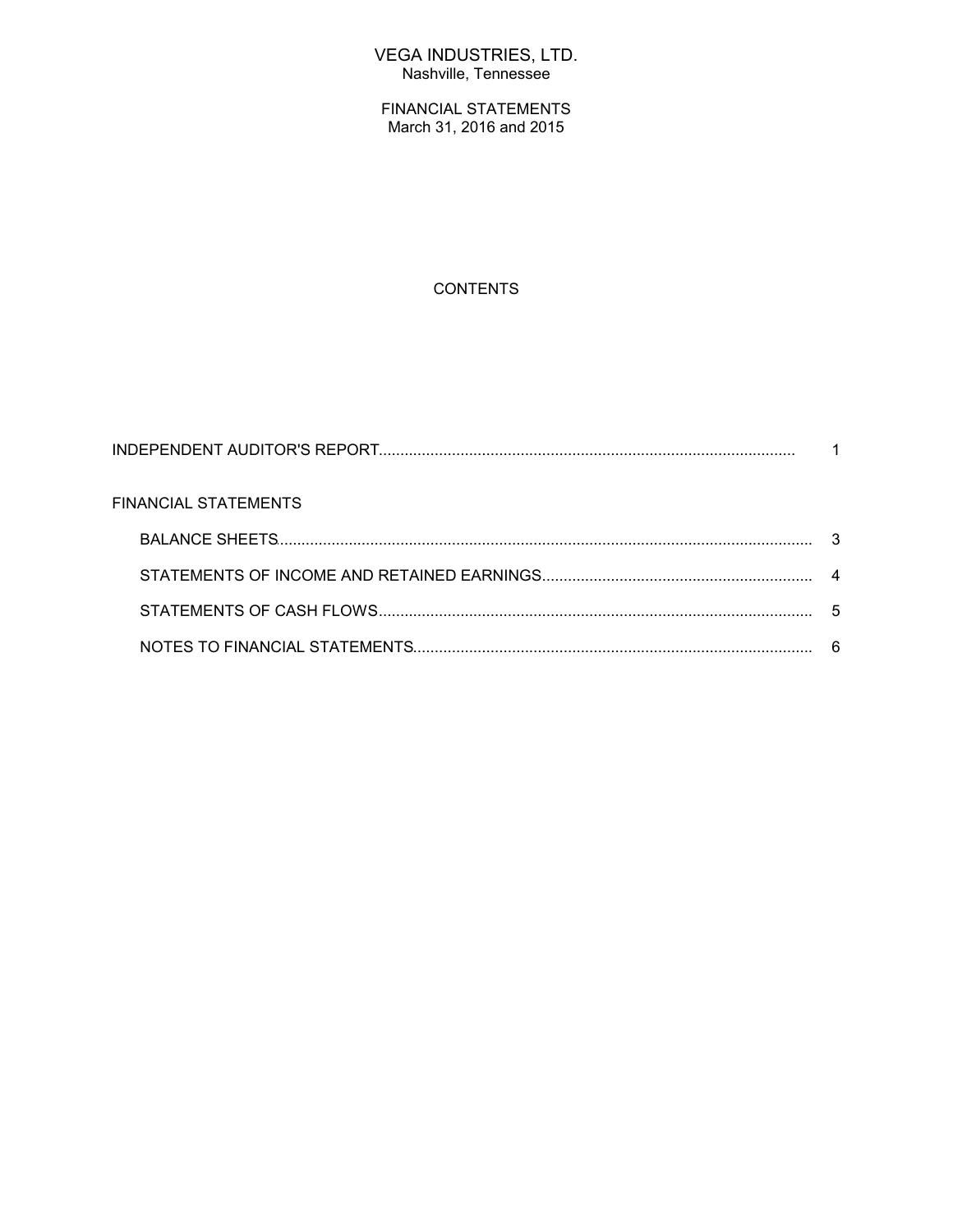# VEGA INDUSTRIES, LTD.
Nashville, Tennessee

FINANCIAL STATEMENTS
March 31, 2016 and 2015

## CONTENTS

| | |
|---|---|
| INDEPENDENT AUDITOR'S REPORT | 1 |
| FINANCIAL STATEMENTS | |
| BALANCE SHEETS | 3 |
| STATEMENTS OF INCOME AND RETAINED EARNINGS | 4 |
| STATEMENTS OF CASH FLOWS | 5 |
| NOTES TO FINANCIAL STATEMENTS | 6 |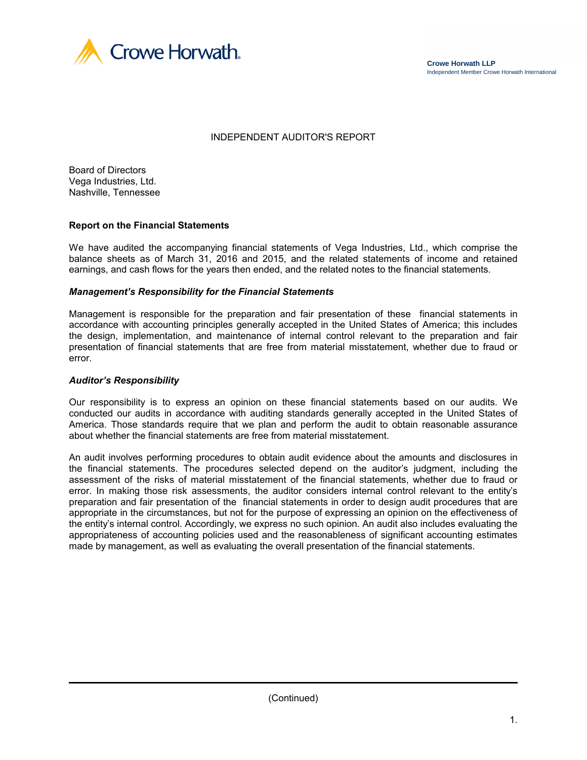Crowe Horwath LLP
Independent Member Crowe Horwath International

# INDEPENDENT AUDITOR'S REPORT

Board of Directors
Vega Industries, Ltd.
Nashville, Tennessee

## Report on the Financial Statements

We have audited the accompanying financial statements of Vega Industries, Ltd., which comprise the balance sheets as of March 31, 2016 and 2015, and the related statements of income and retained earnings, and cash flows for the years then ended, and the related notes to the financial statements.

### *Management's Responsibility for the Financial Statements*

Management is responsible for the preparation and fair presentation of these financial statements in accordance with accounting principles generally accepted in the United States of America; this includes the design, implementation, and maintenance of internal control relevant to the preparation and fair presentation of financial statements that are free from material misstatement, whether due to fraud or error.

### *Auditor's Responsibility*

Our responsibility is to express an opinion on these financial statements based on our audits. We conducted our audits in accordance with auditing standards generally accepted in the United States of America. Those standards require that we plan and perform the audit to obtain reasonable assurance about whether the financial statements are free from material misstatement.

An audit involves performing procedures to obtain audit evidence about the amounts and disclosures in the financial statements. The procedures selected depend on the auditor's judgment, including the assessment of the risks of material misstatement of the financial statements, whether due to fraud or error. In making those risk assessments, the auditor considers internal control relevant to the entity's preparation and fair presentation of the financial statements in order to design audit procedures that are appropriate in the circumstances, but not for the purpose of expressing an opinion on the effectiveness of the entity's internal control. Accordingly, we express no such opinion. An audit also includes evaluating the appropriateness of accounting policies used and the reasonableness of significant accounting estimates made by management, as well as evaluating the overall presentation of the financial statements.

(Continued)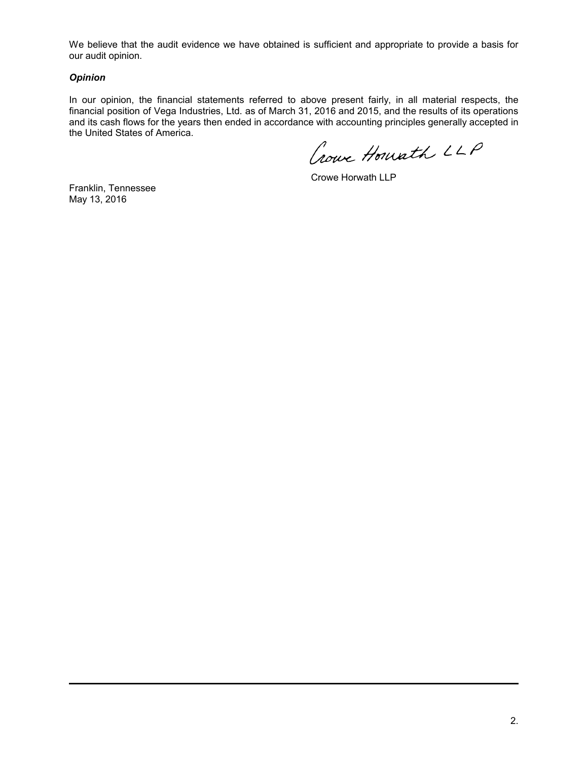We believe that the audit evidence we have obtained is sufficient and appropriate to provide a basis for our audit opinion.

***Opinion***

In our opinion, the financial statements referred to above present fairly, in all material respects, the financial position of Vega Industries, Ltd. as of March 31, 2016 and 2015, and the results of its operations and its cash flows for the years then ended in accordance with accounting principles generally accepted in the United States of America.

Crowe Horwath LLP

Crowe Horwath LLP

Franklin, Tennessee
May 13, 2016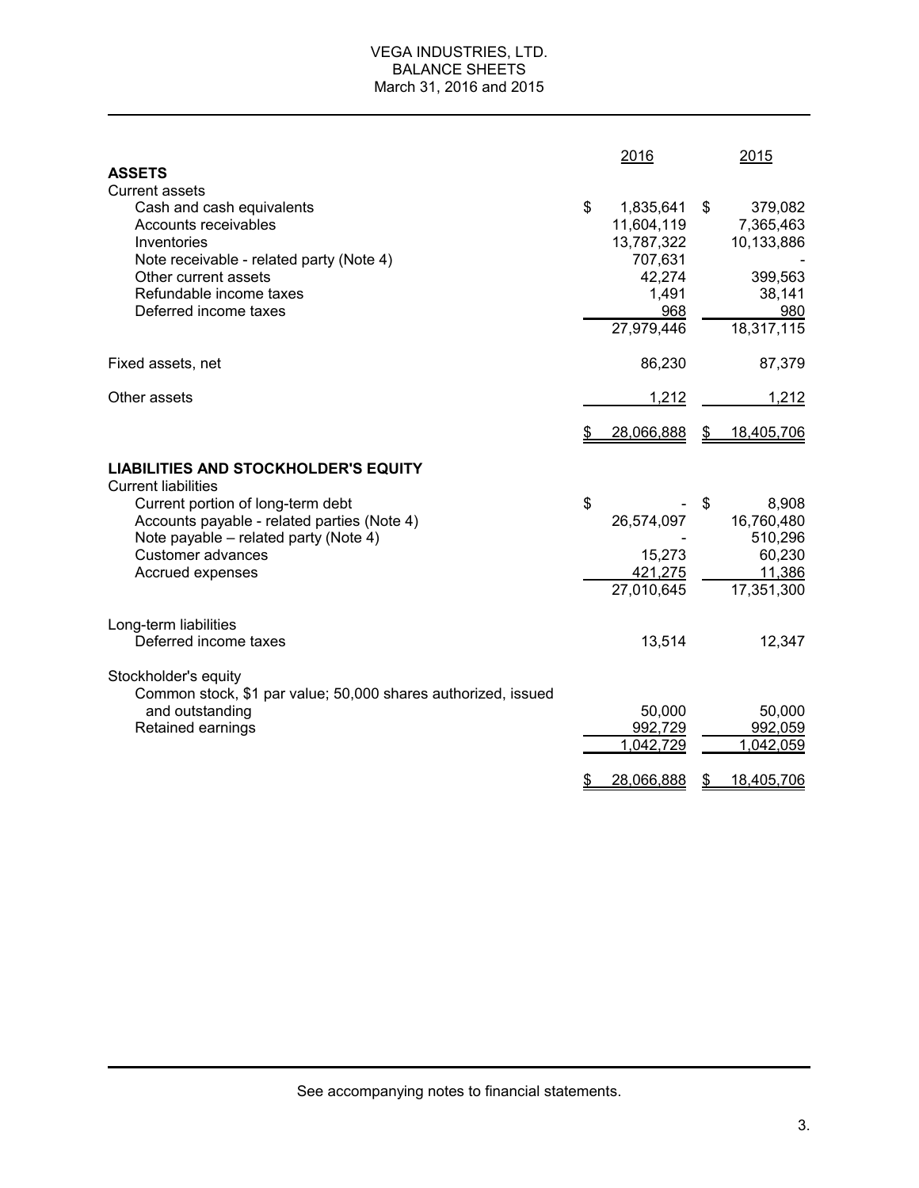# VEGA INDUSTRIES, LTD.
## BALANCE SHEETS
### March 31, 2016 and 2015

| | 2016 | 2015 |
|---|---|---|
| **ASSETS** | | |
| Current assets | | |
| Cash and cash equivalents | $ 1,835,641 | $ 379,082 |
| Accounts receivables | 11,604,119 | 7,365,463 |
| Inventories | 13,787,322 | 10,133,886 |
| Note receivable - related party (Note 4) | 707,631 | - |
| Other current assets | 42,274 | 399,563 |
| Refundable income taxes | 1,491 | 38,141 |
| Deferred income taxes | 968 | 980 |
| | 27,979,446 | 18,317,115 |
| Fixed assets, net | 86,230 | 87,379 |
| Other assets | 1,212 | 1,212 |
| | $ 28,066,888 | $ 18,405,706 |
| **LIABILITIES AND STOCKHOLDER'S EQUITY** | | |
| Current liabilities | | |
| Current portion of long-term debt | $ - | $ 8,908 |
| Accounts payable - related parties (Note 4) | 26,574,097 | 16,760,480 |
| Note payable – related party (Note 4) | - | 510,296 |
| Customer advances | 15,273 | 60,230 |
| Accrued expenses | 421,275 | 11,386 |
| | 27,010,645 | 17,351,300 |
| Long-term liabilities | | |
| Deferred income taxes | 13,514 | 12,347 |
| Stockholder's equity | | |
| Common stock, $1 par value; 50,000 shares authorized, issued and outstanding | 50,000 | 50,000 |
| Retained earnings | 992,729 | 992,059 |
| | 1,042,729 | 1,042,059 |
| | $ 28,066,888 | $ 18,405,706 |

See accompanying notes to financial statements.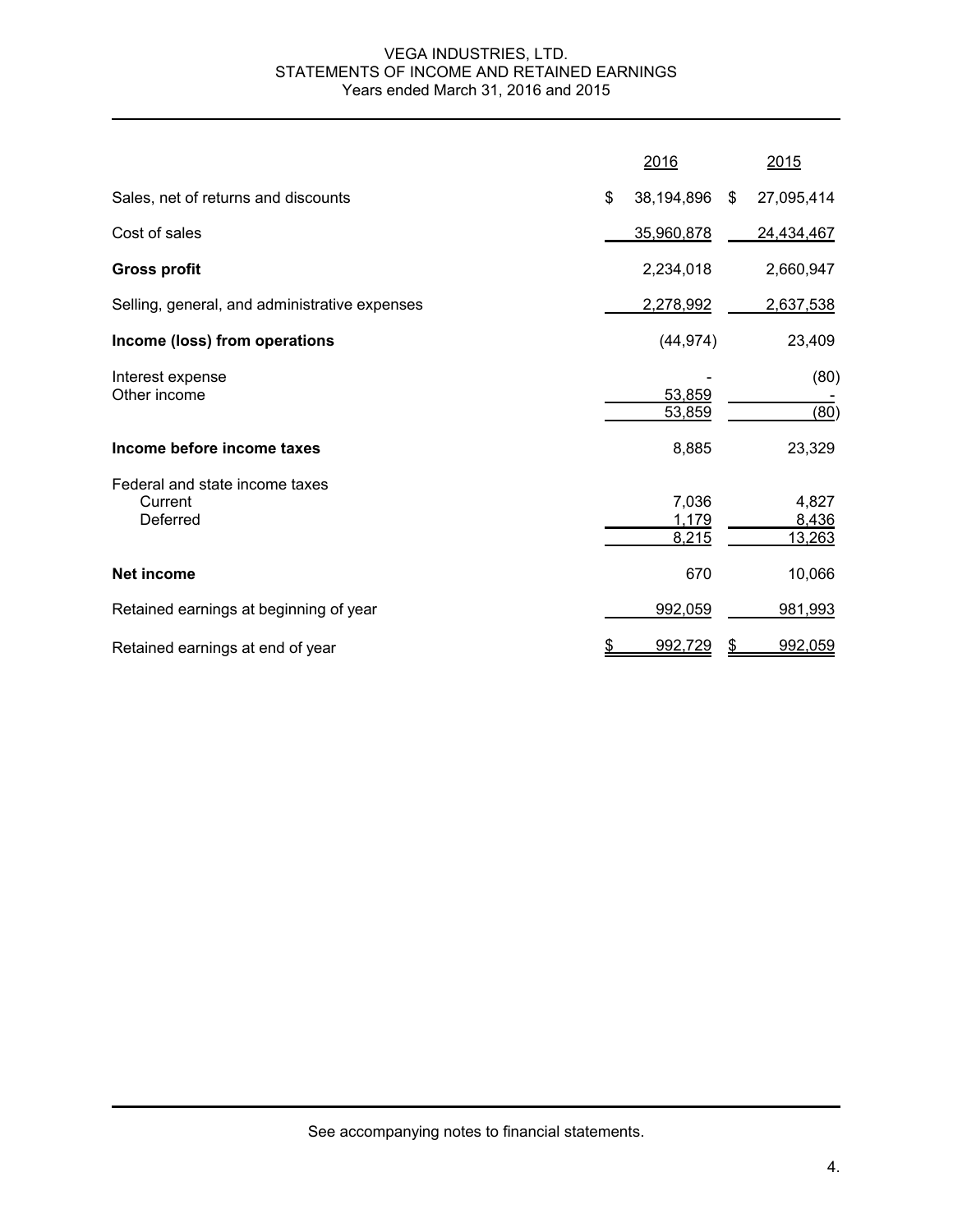VEGA INDUSTRIES, LTD.
STATEMENTS OF INCOME AND RETAINED EARNINGS
Years ended March 31, 2016 and 2015

| | 2016 | 2015 |
|---|---|---|
| Sales, net of returns and discounts | $ 38,194,896 | $ 27,095,414 |
| Cost of sales | 35,960,878 | 24,434,467 |
| **Gross profit** | 2,234,018 | 2,660,947 |
| Selling, general, and administrative expenses | 2,278,992 | 2,637,538 |
| **Income (loss) from operations** | (44,974) | 23,409 |
| Interest expense | - | (80) |
| Other income | 53,859 | - |
| | 53,859 | (80) |
| **Income before income taxes** | 8,885 | 23,329 |
| Federal and state income taxes | | |
| Current | 7,036 | 4,827 |
| Deferred | 1,179 | 8,436 |
| | 8,215 | 13,263 |
| **Net income** | 670 | 10,066 |
| Retained earnings at beginning of year | 992,059 | 981,993 |
| Retained earnings at end of year | $ 992,729 | $ 992,059 |

See accompanying notes to financial statements.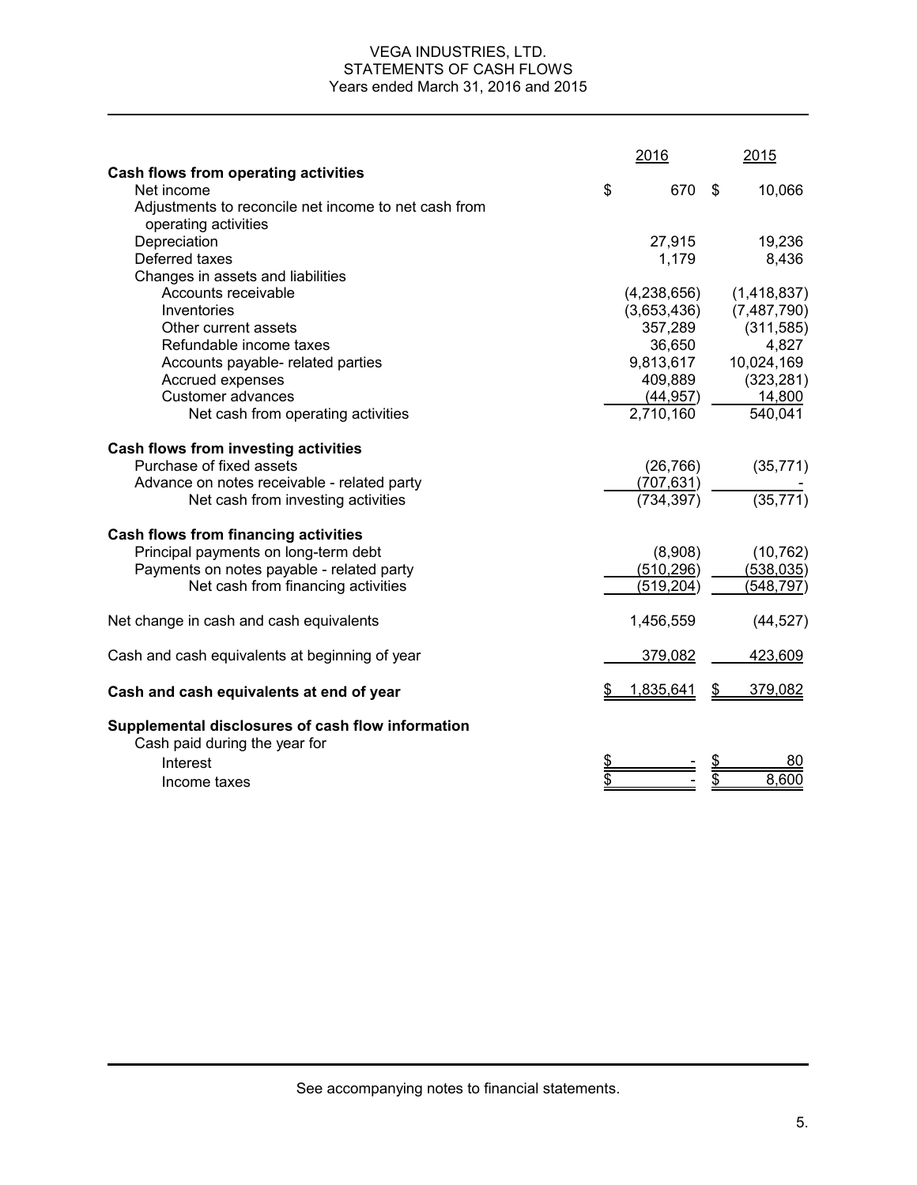# VEGA INDUSTRIES, LTD.
## STATEMENTS OF CASH FLOWS
### Years ended March 31, 2016 and 2015

| | 2016 | 2015 |
|---|---|---|
| **Cash flows from operating activities** | | |
| Net income | $ 670 | $ 10,066 |
| Adjustments to reconcile net income to net cash from operating activities | | |
| Depreciation | 27,915 | 19,236 |
| Deferred taxes | 1,179 | 8,436 |
| Changes in assets and liabilities | | |
| Accounts receivable | (4,238,656) | (1,418,837) |
| Inventories | (3,653,436) | (7,487,790) |
| Other current assets | 357,289 | (311,585) |
| Refundable income taxes | 36,650 | 4,827 |
| Accounts payable- related parties | 9,813,617 | 10,024,169 |
| Accrued expenses | 409,889 | (323,281) |
| Customer advances | (44,957) | 14,800 |
| Net cash from operating activities | 2,710,160 | 540,041 |
| **Cash flows from investing activities** | | |
| Purchase of fixed assets | (26,766) | (35,771) |
| Advance on notes receivable - related party | (707,631) | - |
| Net cash from investing activities | (734,397) | (35,771) |
| **Cash flows from financing activities** | | |
| Principal payments on long-term debt | (8,908) | (10,762) |
| Payments on notes payable - related party | (510,296) | (538,035) |
| Net cash from financing activities | (519,204) | (548,797) |
| Net change in cash and cash equivalents | 1,456,559 | (44,527) |
| Cash and cash equivalents at beginning of year | 379,082 | 423,609 |
| **Cash and cash equivalents at end of year** | $ 1,835,641 | $ 379,082 |
| **Supplemental disclosures of cash flow information** | | |
| Cash paid during the year for | | |
| Interest | $ - | $ 80 |
| Income taxes | $ - | $ 8,600 |

See accompanying notes to financial statements.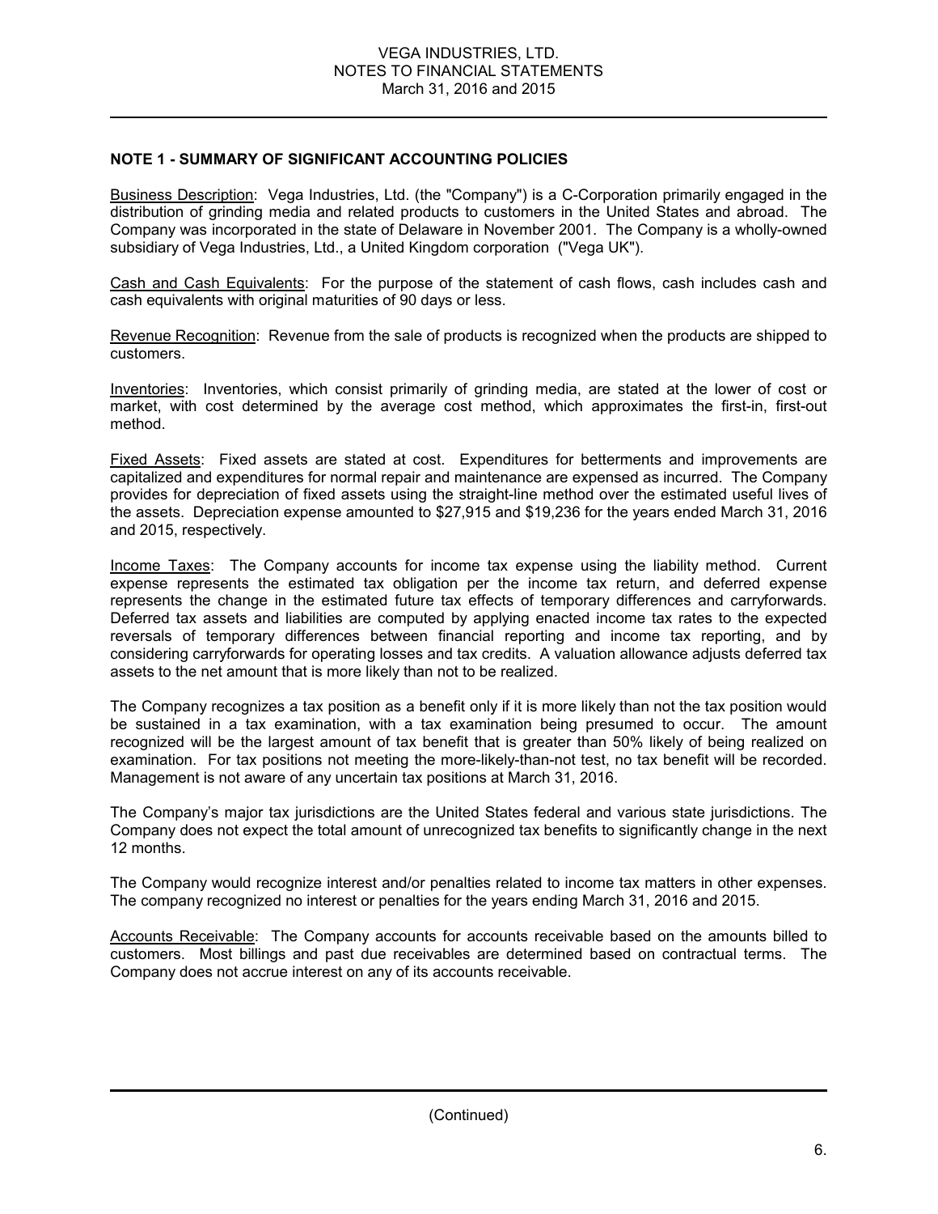# NOTE 1 - SUMMARY OF SIGNIFICANT ACCOUNTING POLICIES

Business Description: Vega Industries, Ltd. (the "Company") is a C-Corporation primarily engaged in the distribution of grinding media and related products to customers in the United States and abroad. The Company was incorporated in the state of Delaware in November 2001. The Company is a wholly-owned subsidiary of Vega Industries, Ltd., a United Kingdom corporation ("Vega UK").

Cash and Cash Equivalents: For the purpose of the statement of cash flows, cash includes cash and cash equivalents with original maturities of 90 days or less.

Revenue Recognition: Revenue from the sale of products is recognized when the products are shipped to customers.

Inventories: Inventories, which consist primarily of grinding media, are stated at the lower of cost or market, with cost determined by the average cost method, which approximates the first-in, first-out method.

Fixed Assets: Fixed assets are stated at cost. Expenditures for betterments and improvements are capitalized and expenditures for normal repair and maintenance are expensed as incurred. The Company provides for depreciation of fixed assets using the straight-line method over the estimated useful lives of the assets. Depreciation expense amounted to $27,915 and $19,236 for the years ended March 31, 2016 and 2015, respectively.

Income Taxes: The Company accounts for income tax expense using the liability method. Current expense represents the estimated tax obligation per the income tax return, and deferred expense represents the change in the estimated future tax effects of temporary differences and carryforwards. Deferred tax assets and liabilities are computed by applying enacted income tax rates to the expected reversals of temporary differences between financial reporting and income tax reporting, and by considering carryforwards for operating losses and tax credits. A valuation allowance adjusts deferred tax assets to the net amount that is more likely than not to be realized.

The Company recognizes a tax position as a benefit only if it is more likely than not the tax position would be sustained in a tax examination, with a tax examination being presumed to occur. The amount recognized will be the largest amount of tax benefit that is greater than 50% likely of being realized on examination. For tax positions not meeting the more-likely-than-not test, no tax benefit will be recorded. Management is not aware of any uncertain tax positions at March 31, 2016.

The Company's major tax jurisdictions are the United States federal and various state jurisdictions. The Company does not expect the total amount of unrecognized tax benefits to significantly change in the next 12 months.

The Company would recognize interest and/or penalties related to income tax matters in other expenses. The company recognized no interest or penalties for the years ending March 31, 2016 and 2015.

Accounts Receivable: The Company accounts for accounts receivable based on the amounts billed to customers. Most billings and past due receivables are determined based on contractual terms. The Company does not accrue interest on any of its accounts receivable.

(Continued)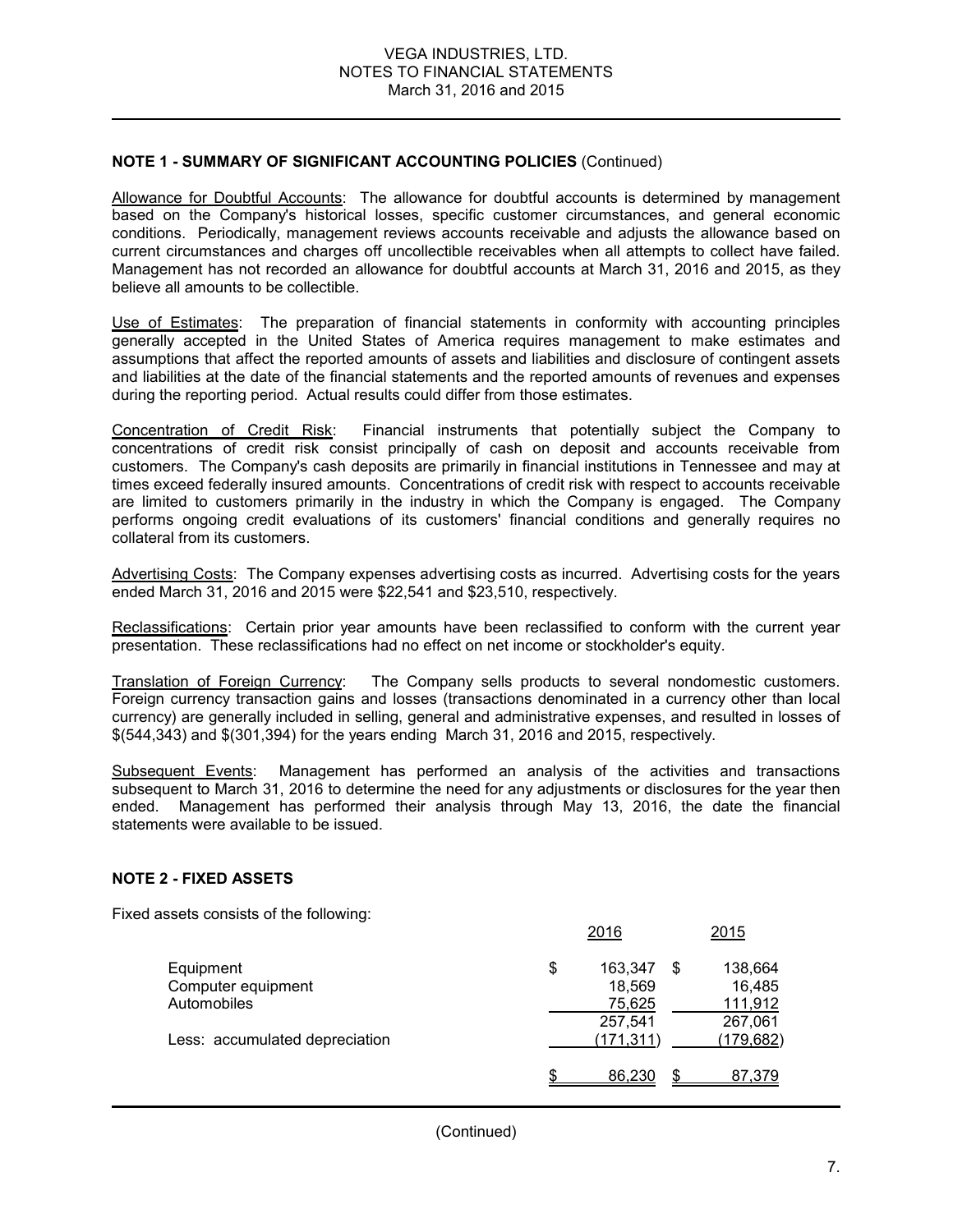## NOTE 1 - SUMMARY OF SIGNIFICANT ACCOUNTING POLICIES (Continued)

Allowance for Doubtful Accounts: The allowance for doubtful accounts is determined by management based on the Company's historical losses, specific customer circumstances, and general economic conditions. Periodically, management reviews accounts receivable and adjusts the allowance based on current circumstances and charges off uncollectible receivables when all attempts to collect have failed. Management has not recorded an allowance for doubtful accounts at March 31, 2016 and 2015, as they believe all amounts to be collectible.

Use of Estimates: The preparation of financial statements in conformity with accounting principles generally accepted in the United States of America requires management to make estimates and assumptions that affect the reported amounts of assets and liabilities and disclosure of contingent assets and liabilities at the date of the financial statements and the reported amounts of revenues and expenses during the reporting period. Actual results could differ from those estimates.

Concentration of Credit Risk: Financial instruments that potentially subject the Company to concentrations of credit risk consist principally of cash on deposit and accounts receivable from customers. The Company's cash deposits are primarily in financial institutions in Tennessee and may at times exceed federally insured amounts. Concentrations of credit risk with respect to accounts receivable are limited to customers primarily in the industry in which the Company is engaged. The Company performs ongoing credit evaluations of its customers' financial conditions and generally requires no collateral from its customers.

Advertising Costs: The Company expenses advertising costs as incurred. Advertising costs for the years ended March 31, 2016 and 2015 were $22,541 and $23,510, respectively.

Reclassifications: Certain prior year amounts have been reclassified to conform with the current year presentation. These reclassifications had no effect on net income or stockholder's equity.

Translation of Foreign Currency: The Company sells products to several nondomestic customers. Foreign currency transaction gains and losses (transactions denominated in a currency other than local currency) are generally included in selling, general and administrative expenses, and resulted in losses of $(544,343) and $(301,394) for the years ending March 31, 2016 and 2015, respectively.

Subsequent Events: Management has performed an analysis of the activities and transactions subsequent to March 31, 2016 to determine the need for any adjustments or disclosures for the year then ended. Management has performed their analysis through May 13, 2016, the date the financial statements were available to be issued.

## NOTE 2 - FIXED ASSETS

Fixed assets consists of the following:

| | 2016 | 2015 |
|---|---|---|
| Equipment | $ 163,347 | $ 138,664 |
| Computer equipment | 18,569 | 16,485 |
| Automobiles | 75,625 | 111,912 |
| | 257,541 | 267,061 |
| Less: accumulated depreciation | (171,311) | (179,682) |
| | $ 86,230 | $ 87,379 |

(Continued)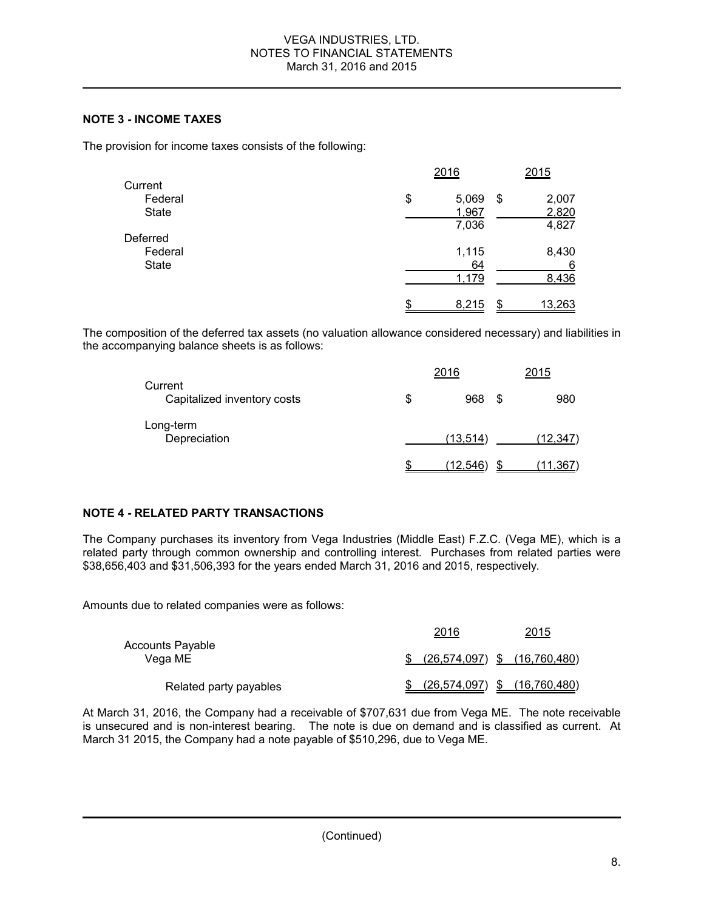## NOTE 3 - INCOME TAXES

The provision for income taxes consists of the following:

| | 2016 | 2015 |
|---|---|---|
| Current | | |
| Federal | $ 5,069 | $ 2,007 |
| State | 1,967 | 2,820 |
| | 7,036 | 4,827 |
| Deferred | | |
| Federal | 1,115 | 8,430 |
| State | 64 | 6 |
| | 1,179 | 8,436 |
| | $ 8,215 | $ 13,263 |

The composition of the deferred tax assets (no valuation allowance considered necessary) and liabilities in the accompanying balance sheets is as follows:

| | 2016 | 2015 |
|---|---|---|
| Current | | |
| Capitalized inventory costs | $ 968 | $ 980 |
| Long-term | | |
| Depreciation | (13,514) | (12,347) |
| | $ (12,546) | $ (11,367) |

## NOTE 4 - RELATED PARTY TRANSACTIONS

The Company purchases its inventory from Vega Industries (Middle East) F.Z.C. (Vega ME), which is a related party through common ownership and controlling interest. Purchases from related parties were $38,656,403 and $31,506,393 for the years ended March 31, 2016 and 2015, respectively.

Amounts due to related companies were as follows:

| | 2016 | 2015 |
|---|---|---|
| Accounts Payable | | |
| Vega ME | $ (26,574,097) | $ (16,760,480) |
| Related party payables | $ (26,574,097) | $ (16,760,480) |

At March 31, 2016, the Company had a receivable of $707,631 due from Vega ME. The note receivable is unsecured and is non-interest bearing. The note is due on demand and is classified as current. At March 31 2015, the Company had a note payable of $510,296, due to Vega ME.

(Continued)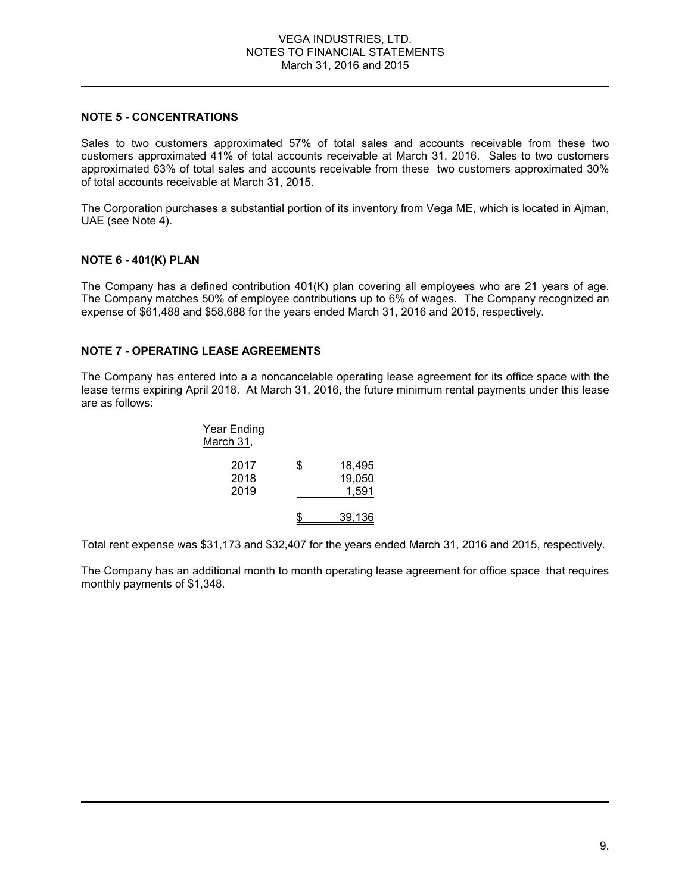## NOTE 5 - CONCENTRATIONS

Sales to two customers approximated 57% of total sales and accounts receivable from these two customers approximated 41% of total accounts receivable at March 31, 2016. Sales to two customers approximated 63% of total sales and accounts receivable from these two customers approximated 30% of total accounts receivable at March 31, 2015.

The Corporation purchases a substantial portion of its inventory from Vega ME, which is located in Ajman, UAE (see Note 4).

## NOTE 6 - 401(K) PLAN

The Company has a defined contribution 401(K) plan covering all employees who are 21 years of age. The Company matches 50% of employee contributions up to 6% of wages. The Company recognized an expense of $61,488 and $58,688 for the years ended March 31, 2016 and 2015, respectively.

## NOTE 7 - OPERATING LEASE AGREEMENTS

The Company has entered into a a noncancelable operating lease agreement for its office space with the lease terms expiring April 2018. At March 31, 2016, the future minimum rental payments under this lease are as follows:

| Year Ending March 31, | |
|---|---|
| 2017 | $ 18,495 |
| 2018 | 19,050 |
| 2019 | 1,591 |
| | $ 39,136 |

Total rent expense was $31,173 and $32,407 for the years ended March 31, 2016 and 2015, respectively.

The Company has an additional month to month operating lease agreement for office space that requires monthly payments of $1,348.